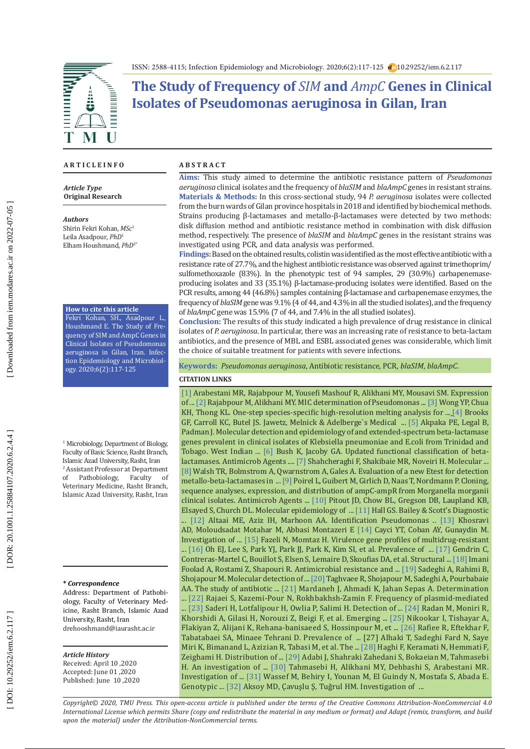ISSN: 2588-4115; Infection Epidemiology and Microbiology. 2020;6(2):117-125 10.29252/iem.6.2.117

# The Study of Frequency of *SIM* and *AmpC* Genes in Clinical Isolates of Pseudomonas aeruginosa in Gilan, Iran

## ARTICLE INFO

*Article Type*
**Original Research**

*Authors*
Shirin Fekri Kohan, *MSc*[1]
Leila Asadpour, *PhD*[1]
Elham Houshmand, *PhD*[2*]

**How to cite this article**
Fekri Kohan, SH., Asadpour L., Houshmand E. The Study of Frequency of SIM and AmpC Genes in Clinical Isolates of Pseudomonas aeruginosa in Gilan, Iran. Infection Epidemiology and Microbiology. 2020;6(2):117-125

[1] Microbiology, Department of Biology, Faculty of Basic Science, Rasht Branch, Islamic Azad University, Rasht, Iran
[2] Assistant Professor at Department of Pathobiology, Faculty of Veterinary Medicine, Rasht Branch, Islamic Azad University, Rasht, Iran

*** Correspondence**
Address: Department of Pathobiology, Faculty of Veterinary Medicine, Rasht Branch, Islamic Azad University, Rasht, Iran
drehooshmand@iaurasht.ac.ir

*Article History*
Received: April 10 ,2020
Accepted: June 01 ,2020
Published: June 10 ,2020

## ABSTRACT

**Aims:** This study aimed to determine the antibiotic resistance pattern of *Pseudomonas aeruginosa* clinical isolates and the frequency of *blaSIM* and *blaAmpC* genes in resistant strains.

**Materials & Methods:** In this cross-sectional study, 94 *P. aeruginosa* isolates were collected from the burn wards of Gilan province hospitals in 2018 and identified by biochemical methods. Strains producing β-lactamases and metallo-β-lactamases were detected by two methods: disk diffusion method and antibiotic resistance method in combination with disk diffusion method, respectively. The presence of *blaSIM* and *blaAmpC* genes in the resistant strains was investigated using PCR, and data analysis was performed.

**Findings:** Based on the obtained results, colistin was identified as the most effective antibiotic with a resistance rate of 27.7%, and the highest antibiotic resistance was observed against trimethoprim/sulfomethoxazole (83%). In the phenotypic test of 94 samples, 29 (30.9%) carbapenemase-producing isolates and 33 (35.1%) β-lactamase-producing isolates were identified. Based on the PCR results, among 44 (46.8%) samples containing β-lactamase and carbapenemase enzymes, the frequency of *blaSIM* gene was 9.1% (4 of 44, and 4.3% in all the studied isolates), and the frequency of *blaAmpC* gene was 15.9% (7 of 44, and 7.4% in all the studied isolates).

**Conclusion:** The results of this study indicated a high prevalence of drug resistance in clinical isolates of *P. aeruginosa*. In particular, there was an increasing rate of resistance to beta-lactam antibiotics, and the presence of MBL and ESBL associated genes was considerable, which limit the choice of suitable treatment for patients with severe infections.

**Keywords:** *Pseudomonas aeruginosa*, Antibiotic resistance, PCR, *blaSIM*, *blaAmpC*.

### CITATION LINKS

[1] Arabestani MR, Rajabpour M, Yousefi Mashouf R, Alikhani MY, Mousavi SM. Expression of ... [2] Rajabpour M, Alikhani MY. MIC determination of Pseudomonas ... [3] Wong YP, Chua KH, Thong KL. One-step species-specific high-resolution melting analysis for ... [4] Brooks GF, Carroll KC, Butel JS. Jawetz, Melnick & Adelberge`s Medical ... [5] Akpaka PE, Legal B, Padman J. Molecular detection and epidemiology of and extended-spectrum beta-lactamase genes prevalent in clinical isolates of Klebsiella pneumoniae and E.coli from Trinidad and Tobago. West Indian ... [6] Bush K, Jacoby GA. Updated functional classification of beta-lactamases. Antimicrob Agents .... [7] Shahcheraghi F, Shakibaie MR, Noveiri H. Molecular ... [8] Walsh TR, Bolmstrom A, Qwarnstrom A, Gales A. Evaluation of a new Etest for detection metallo-beta-lactamases in ... [9] Poirel L, Guibert M, Girlich D, Naas T, Nordmann P. Cloning, sequence analyses, expression, and distribution of ampC-ampR from Morganella morganii clinical isolates. Antimicrob Agents ... [10] Pitout JD, Chow BL, Gregson DB, Laupland KB, Elsayed S, Church DL. Molecular epidemiology of ... [11] Hall GS. Bailey & Scott's Diagnostic ... [12] Altaai ME, Aziz IH, Marhoon AA. Identification Pseudomonas .. [13] Khosravi AD, Moloudsadat Motahar M, Abbasi Montazeri E [14] Cayci YT, Coban AY, Gunaydin M. Investigation of ... [15] Fazeli N, Momtaz H. Virulence gene profiles of multidrug-resistant ... [16] Oh EJ, Lee S, Park YJ, Park JJ, Park K, Kim SI, et al. Prevalence of ... [17] Gendrin C, Contreras-Martel C, Bouillot S, Elsen S, Lemaire D, Skoufias DA, et al. Structural ... [18] Imani Foolad A, Rostami Z, Shapouri R. Antimicrobial resistance and ... [19] Sadeghi A, Rahimi B, Shojapour M. Molecular detection of ... [20] Taghvaee R, Shojapour M, Sadeghi A, Pourbabaie AA. The study of antibiotic ... [21] Mardaneh J, Ahmadi K, Jahan Sepas A. Determination ... [22] Rajaei S, Kazemi-Pour N, Rokhbakhsh-Zamin F. Frequency of plasmid-mediated ... [23] Saderi H, Lotfalipour H, Owlia P, Salimi H. Detection of ... [24] Radan M, Moniri R, Khorshidi A, Gilasi H, Norouzi Z, Beigi F, et al. Emerging ... [25] Nikookar I, Tishayar A, Flakiyan Z, Alijani K, Rehana-banisaeed S, Hossinpour M, et ... [26] Rafiee R, Eftekhar F, Tabatabaei SA, Minaee Tehrani D. Prevalence of ... [27] Alhaki T, Sadeghi Fard N, Saye Miri K, Bimanand L, Azizian R, Tabasi M, et al. The ... [28] Haghi F, Keramati N, Hemmati F, Zeighami H. Distribution of ... [29] Adabi J, Shahraki Zahedani S, Bokaeian M, Tahmasebi H. An investigation of ... [30] Tahmasebi H, Alikhani MY, Dehbashi S, Arabestani MR. Investigation of ... [31] Wassef M, Behiry I, Younan M, El Guindy N, Mostafa S, Abada E. Genotypic ... [32] Aksoy MD, Çavuşlu Ş, Tuğrul HM. Investigation of ...

*Copyright© 2020, TMU Press. This open-access article is published under the terms of the Creative Commons Attribution-NonCommercial 4.0 International License which permits Share (copy and redistribute the material in any medium or format) and Adapt (remix, transform, and build upon the material) under the Attribution-NonCommercial terms.*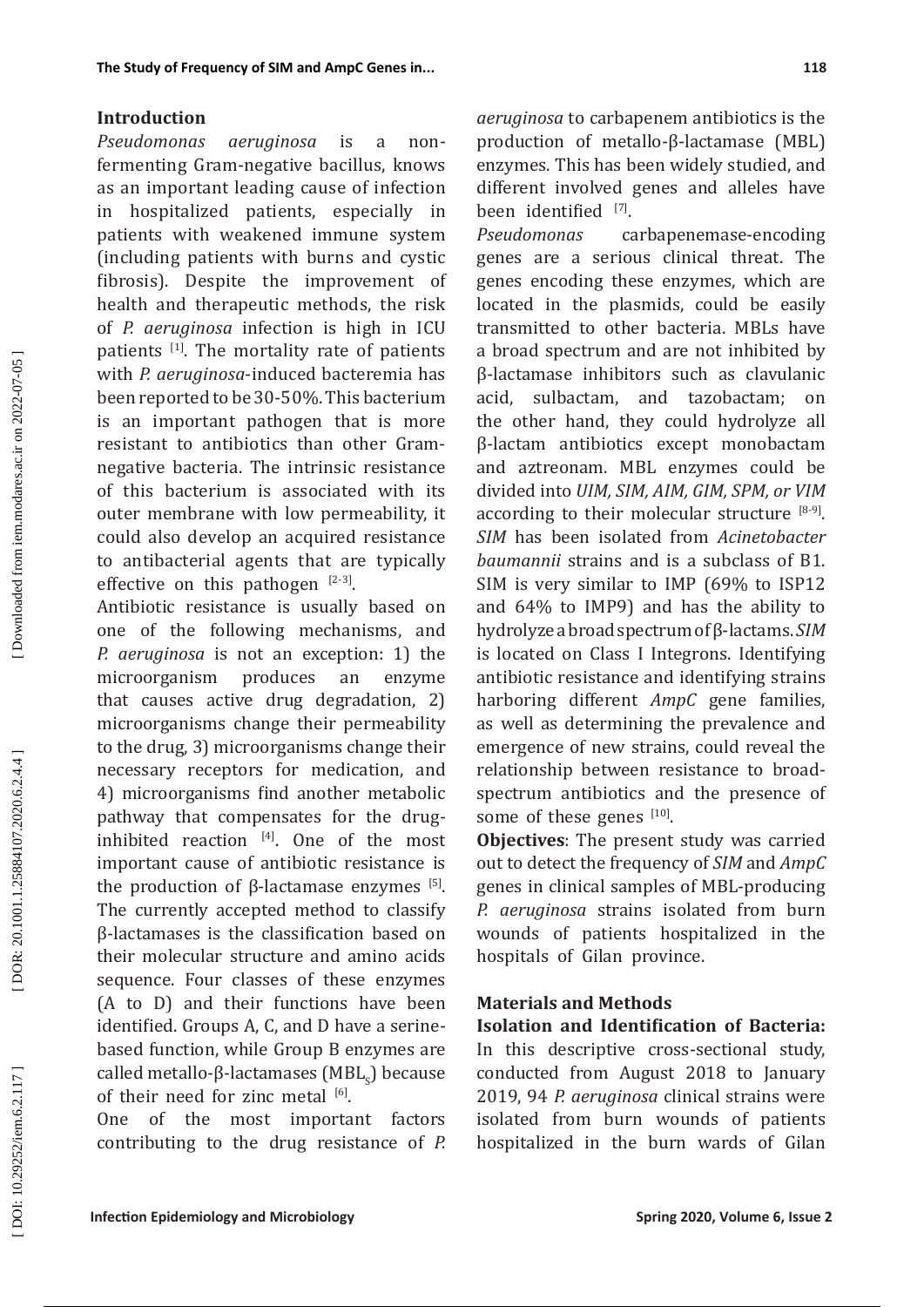## Introduction

*Pseudomonas aeruginosa* is a non-fermenting Gram-negative bacillus, knows as an important leading cause of infection in hospitalized patients, especially in patients with weakened immune system (including patients with burns and cystic fibrosis). Despite the improvement of health and therapeutic methods, the risk of *P. aeruginosa* infection is high in ICU patients [1]. The mortality rate of patients with *P. aeruginosa*-induced bacteremia has been reported to be 30-50%. This bacterium is an important pathogen that is more resistant to antibiotics than other Gram-negative bacteria. The intrinsic resistance of this bacterium is associated with its outer membrane with low permeability, it could also develop an acquired resistance to antibacterial agents that are typically effective on this pathogen [2-3].

Antibiotic resistance is usually based on one of the following mechanisms, and *P. aeruginosa* is not an exception: 1) the microorganism produces an enzyme that causes active drug degradation, 2) microorganisms change their permeability to the drug, 3) microorganisms change their necessary receptors for medication, and 4) microorganisms find another metabolic pathway that compensates for the drug-inhibited reaction [4]. One of the most important cause of antibiotic resistance is the production of β-lactamase enzymes [5]. The currently accepted method to classify β-lactamases is the classification based on their molecular structure and amino acids sequence. Four classes of these enzymes (A to D) and their functions have been identified. Groups A, C, and D have a serine-based function, while Group B enzymes are called metallo-β-lactamases ($MBL_S$) because of their need for zinc metal [6].

One of the most important factors contributing to the drug resistance of *P. aeruginosa* to carbapenem antibiotics is the production of metallo-β-lactamase (MBL) enzymes. This has been widely studied, and different involved genes and alleles have been identified [7].

*Pseudomonas* carbapenemase-encoding genes are a serious clinical threat. The genes encoding these enzymes, which are located in the plasmids, could be easily transmitted to other bacteria. MBLs have a broad spectrum and are not inhibited by β-lactamase inhibitors such as clavulanic acid, sulbactam, and tazobactam; on the other hand, they could hydrolyze all β-lactam antibiotics except monobactam and aztreonam. MBL enzymes could be divided into *UIM, SIM, AIM, GIM, SPM, or VIM* according to their molecular structure [8-9]. *SIM* has been isolated from *Acinetobacter baumannii* strains and is a subclass of B1. SIM is very similar to IMP (69% to ISP12 and 64% to IMP9) and has the ability to hydrolyze a broad spectrum of β-lactams. *SIM* is located on Class I Integrons. Identifying antibiotic resistance and identifying strains harboring different *AmpC* gene families, as well as determining the prevalence and emergence of new strains, could reveal the relationship between resistance to broad-spectrum antibiotics and the presence of some of these genes [10].

**Objectives**: The present study was carried out to detect the frequency of *SIM* and *AmpC* genes in clinical samples of MBL-producing *P. aeruginosa* strains isolated from burn wounds of patients hospitalized in the hospitals of Gilan province.

## Materials and Methods

**Isolation and Identification of Bacteria:** In this descriptive cross-sectional study, conducted from August 2018 to January 2019, 94 *P. aeruginosa* clinical strains were isolated from burn wounds of patients hospitalized in the burn wards of Gilan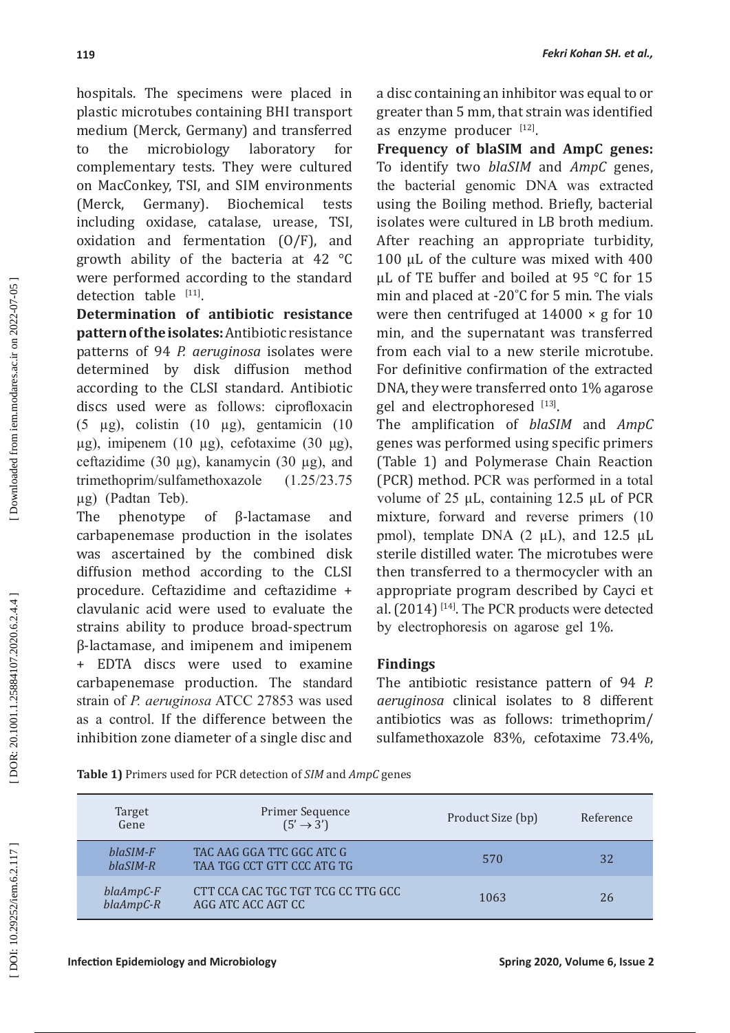hospitals. The specimens were placed in plastic microtubes containing BHI transport medium (Merck, Germany) and transferred to the microbiology laboratory for complementary tests. They were cultured on MacConkey, TSI, and SIM environments (Merck, Germany). Biochemical tests including oxidase, catalase, urease, TSI, oxidation and fermentation (O/F), and growth ability of the bacteria at 42 °C were performed according to the standard detection table [11].

**Determination of antibiotic resistance pattern of the isolates:** Antibiotic resistance patterns of 94 *P. aeruginosa* isolates were determined by disk diffusion method according to the CLSI standard. Antibiotic discs used were as follows: ciprofloxacin (5 µg), colistin (10 µg), gentamicin (10 µg), imipenem (10 µg), cefotaxime (30 µg), ceftazidime (30 µg), kanamycin (30 µg), and trimethoprim/sulfamethoxazole (1.25/23.75 µg) (Padtan Teb).

The phenotype of β-lactamase and carbapenemase production in the isolates was ascertained by the combined disk diffusion method according to the CLSI procedure. Ceftazidime and ceftazidime + clavulanic acid were used to evaluate the strains ability to produce broad-spectrum β-lactamase, and imipenem and imipenem + EDTA discs were used to examine carbapenemase production. The standard strain of *P. aeruginosa* ATCC 27853 was used as a control. If the difference between the inhibition zone diameter of a single disc and a disc containing an inhibitor was equal to or greater than 5 mm, that strain was identified as enzyme producer [12].

**Frequency of blaSIM and AmpC genes:** To identify two *blaSIM* and *AmpC* genes, the bacterial genomic DNA was extracted using the Boiling method. Briefly, bacterial isolates were cultured in LB broth medium. After reaching an appropriate turbidity, 100 µL of the culture was mixed with 400 µL of TE buffer and boiled at 95 °C for 15 min and placed at -20°C for 5 min. The vials were then centrifuged at 14000 × g for 10 min, and the supernatant was transferred from each vial to a new sterile microtube. For definitive confirmation of the extracted DNA, they were transferred onto 1% agarose gel and electrophoresed [13].

The amplification of *blaSIM* and *AmpC* genes was performed using specific primers (Table 1) and Polymerase Chain Reaction (PCR) method. PCR was performed in a total volume of 25 µL, containing 12.5 µL of PCR mixture, forward and reverse primers (10 pmol), template DNA (2 µL), and 12.5 µL sterile distilled water. The microtubes were then transferred to a thermocycler with an appropriate program described by Cayci et al. (2014) [14]. The PCR products were detected by electrophoresis on agarose gel 1%.

## Findings

The antibiotic resistance pattern of 94 *P. aeruginosa* clinical isolates to 8 different antibiotics was as follows: trimethoprim/sulfamethoxazole 83%, cefotaxime 73.4%,

**Table 1)** Primers used for PCR detection of *SIM* and *AmpC* genes

| Target Gene | Primer Sequence (5' → 3') | Product Size (bp) | Reference |
|---|---|---|---|
| *blaSIM-F*<br>*blaSIM-R* | TAC AAG GGA TTC GGC ATC G<br>TAA TGG CCT GTT CCC ATG TG | 570 | 32 |
| *blaAmpC-F*<br>*blaAmpC-R* | CTT CCA CAC TGC TGT TCG CC TTG GCC<br>AGG ATC ACC AGT CC | 1063 | 26 |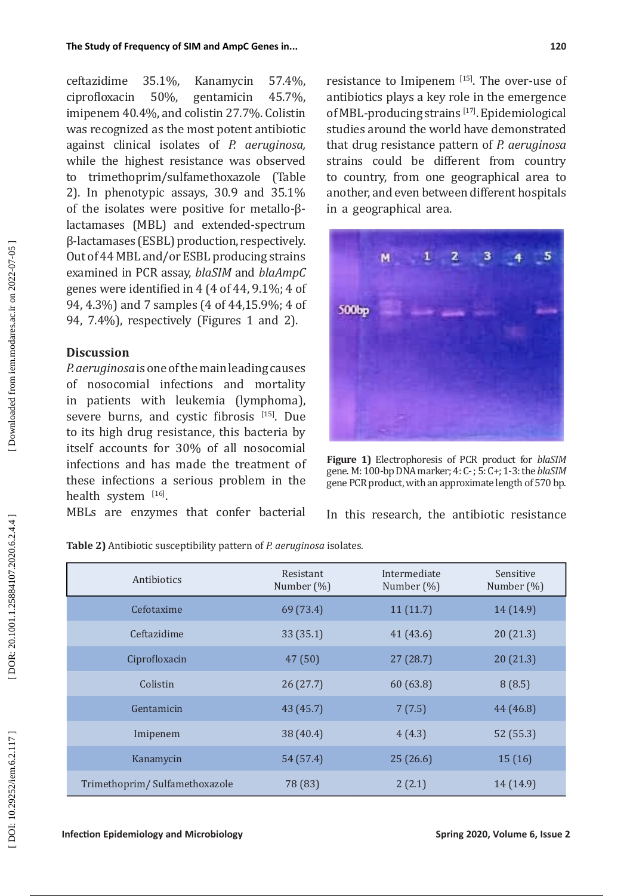ceftazidime 35.1%, Kanamycin 57.4%, ciprofloxacin 50%, gentamicin 45.7%, imipenem 40.4%, and colistin 27.7%. Colistin was recognized as the most potent antibiotic against clinical isolates of *P. aeruginosa,* while the highest resistance was observed to trimethoprim/sulfamethoxazole (Table 2). In phenotypic assays, 30.9 and 35.1% of the isolates were positive for metallo-β-lactamases (MBL) and extended-spectrum β-lactamases (ESBL) production, respectively. Out of 44 MBL and/or ESBL producing strains examined in PCR assay, *blaSIM* and *blaAmpC* genes were identified in 4 (4 of 44, 9.1%; 4 of 94, 4.3%) and 7 samples (4 of 44,15.9%; 4 of 94, 7.4%), respectively (Figures 1 and 2).

## Discussion

*P. aeruginosa* is one of the main leading causes of nosocomial infections and mortality in patients with leukemia (lymphoma), severe burns, and cystic fibrosis [15]. Due to its high drug resistance, this bacteria by itself accounts for 30% of all nosocomial infections and has made the treatment of these infections a serious problem in the health system [16].

MBLs are enzymes that confer bacterial resistance to Imipenem [15]. The over-use of antibiotics plays a key role in the emergence of MBL-producing strains [17]. Epidemiological studies around the world have demonstrated that drug resistance pattern of *P. aeruginosa* strains could be different from country to country, from one geographical area to another, and even between different hospitals in a geographical area.

**Figure 1)** Electrophoresis of PCR product for *blaSIM* gene. M: 100-bp DNA marker; 4: C- ; 5: C+; 1-3: the *blaSIM* gene PCR product, with an approximate length of 570 bp.

In this research, the antibiotic resistance

**Table 2)** Antibiotic susceptibility pattern of *P. aeruginosa* isolates.

| Antibiotics | Resistant Number (%) | Intermediate Number (%) | Sensitive Number (%) |
|---|---|---|---|
| Cefotaxime | 69 (73.4) | 11 (11.7) | 14 (14.9) |
| Ceftazidime | 33 (35.1) | 41 (43.6) | 20 (21.3) |
| Ciprofloxacin | 47 (50) | 27 (28.7) | 20 (21.3) |
| Colistin | 26 (27.7) | 60 (63.8) | 8 (8.5) |
| Gentamicin | 43 (45.7) | 7 (7.5) | 44 (46.8) |
| Imipenem | 38 (40.4) | 4 (4.3) | 52 (55.3) |
| Kanamycin | 54 (57.4) | 25 (26.6) | 15 (16) |
| Trimethoprim/ Sulfamethoxazole | 78 (83) | 2 (2.1) | 14 (14.9) |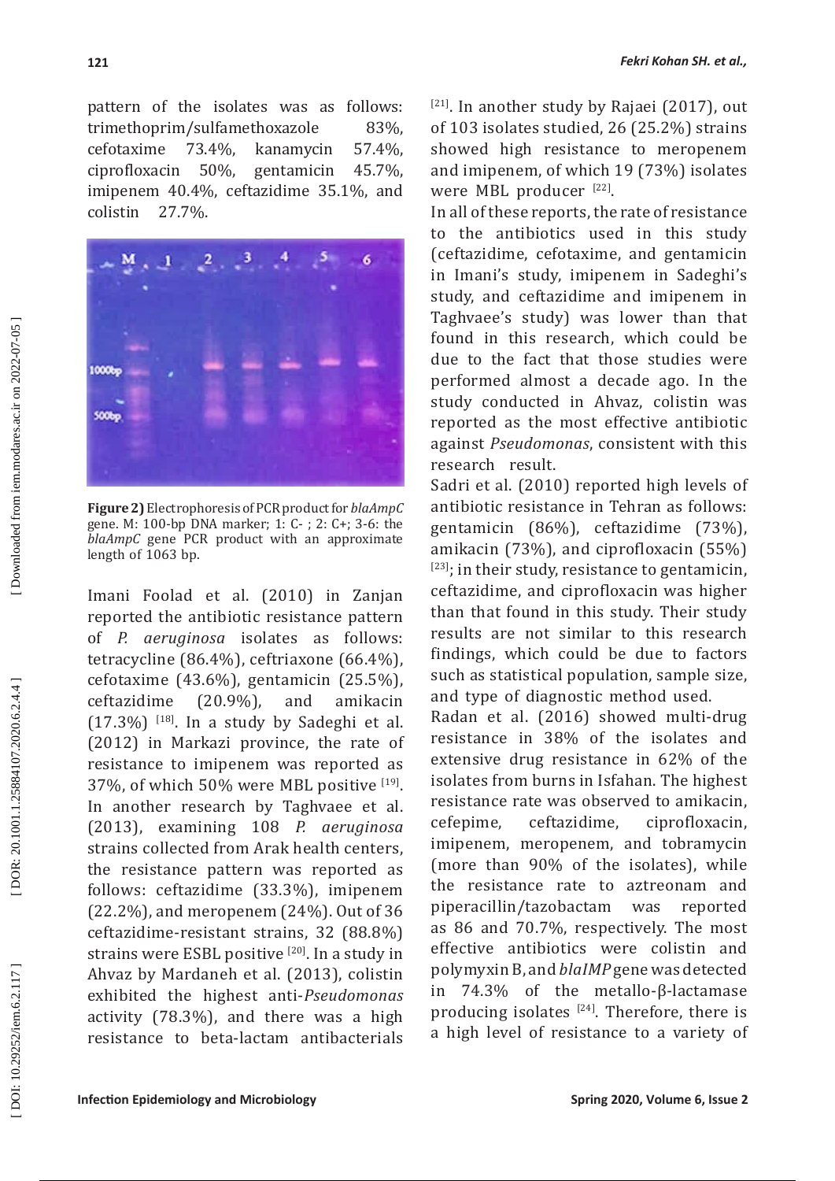pattern of the isolates was as follows: trimethoprim/sulfamethoxazole 83%, cefotaxime 73.4%, kanamycin 57.4%, ciprofloxacin 50%, gentamicin 45.7%, imipenem 40.4%, ceftazidime 35.1%, and colistin 27.7%.

**Figure 2)** Electrophoresis of PCR product for *blaAmpC* gene. M: 100-bp DNA marker; 1: C- ; 2: C+; 3-6: the *blaAmpC* gene PCR product with an approximate length of 1063 bp.

Imani Foolad et al. (2010) in Zanjan reported the antibiotic resistance pattern of *P. aeruginosa* isolates as follows: tetracycline (86.4%), ceftriaxone (66.4%), cefotaxime (43.6%), gentamicin (25.5%), ceftazidime (20.9%), and amikacin (17.3%) [18]. In a study by Sadeghi et al. (2012) in Markazi province, the rate of resistance to imipenem was reported as 37%, of which 50% were MBL positive [19]. In another research by Taghvaee et al. (2013), examining 108 *P. aeruginosa* strains collected from Arak health centers, the resistance pattern was reported as follows: ceftazidime (33.3%), imipenem (22.2%), and meropenem (24%). Out of 36 ceftazidime-resistant strains, 32 (88.8%) strains were ESBL positive [20]. In a study in Ahvaz by Mardaneh et al. (2013), colistin exhibited the highest anti-*Pseudomonas* activity (78.3%), and there was a high resistance to beta-lactam antibacterials [21]. In another study by Rajaei (2017), out of 103 isolates studied, 26 (25.2%) strains showed high resistance to meropenem and imipenem, of which 19 (73%) isolates were MBL producer [22].

In all of these reports, the rate of resistance to the antibiotics used in this study (ceftazidime, cefotaxime, and gentamicin in Imani's study, imipenem in Sadeghi's study, and ceftazidime and imipenem in Taghvaee's study) was lower than that found in this research, which could be due to the fact that those studies were performed almost a decade ago. In the study conducted in Ahvaz, colistin was reported as the most effective antibiotic against *Pseudomonas*, consistent with this research result.

Sadri et al. (2010) reported high levels of antibiotic resistance in Tehran as follows: gentamicin (86%), ceftazidime (73%), amikacin (73%), and ciprofloxacin (55%) [23]; in their study, resistance to gentamicin, ceftazidime, and ciprofloxacin was higher than that found in this study. Their study results are not similar to this research findings, which could be due to factors such as statistical population, sample size, and type of diagnostic method used.

Radan et al. (2016) showed multi-drug resistance in 38% of the isolates and extensive drug resistance in 62% of the isolates from burns in Isfahan. The highest resistance rate was observed to amikacin, cefepime, ceftazidime, ciprofloxacin, imipenem, meropenem, and tobramycin (more than 90% of the isolates), while the resistance rate to aztreonam and piperacillin/tazobactam was reported as 86 and 70.7%, respectively. The most effective antibiotics were colistin and polymyxin B, and *blaIMP* gene was detected in 74.3% of the metallo-β-lactamase producing isolates [24]. Therefore, there is a high level of resistance to a variety of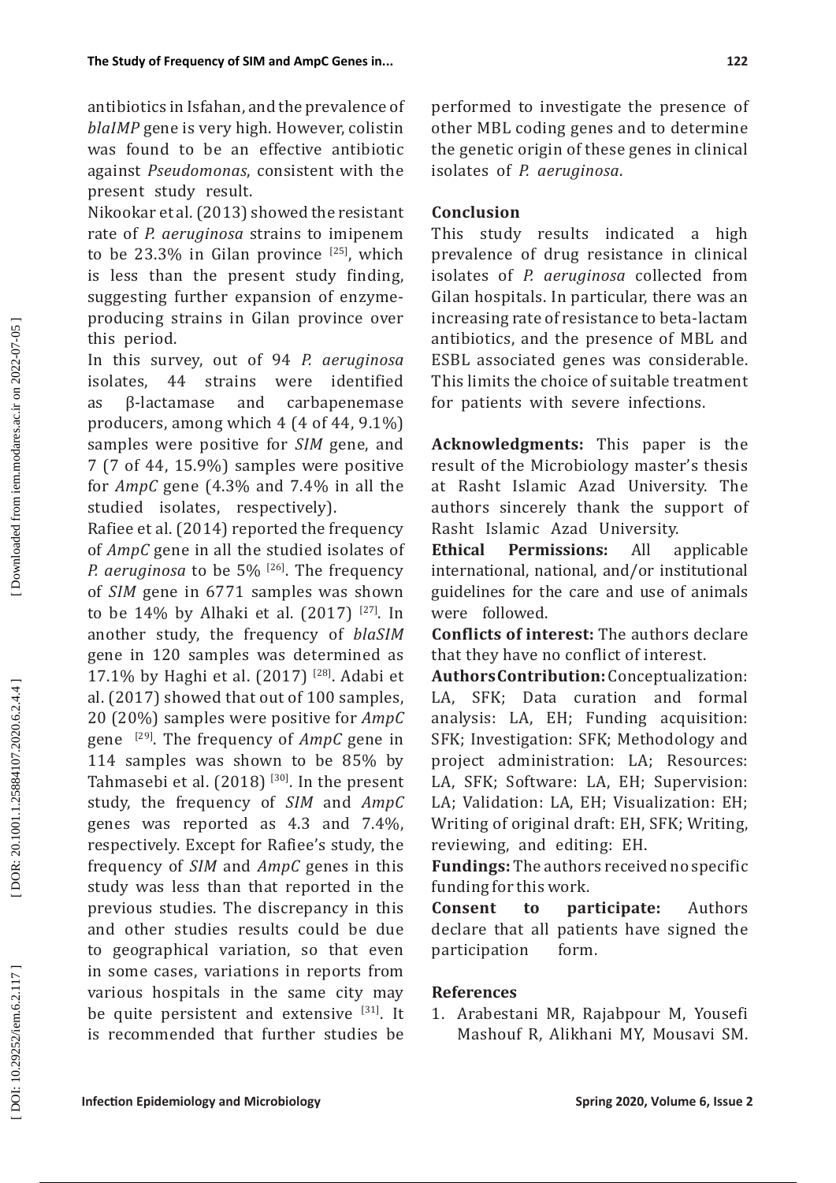antibiotics in Isfahan, and the prevalence of *blaIMP* gene is very high. However, colistin was found to be an effective antibiotic against *Pseudomonas*, consistent with the present study result.

Nikookar et al. (2013) showed the resistant rate of *P. aeruginosa* strains to imipenem to be 23.3% in Gilan province [25], which is less than the present study finding, suggesting further expansion of enzyme-producing strains in Gilan province over this period.

In this survey, out of 94 *P. aeruginosa* isolates, 44 strains were identified as β-lactamase and carbapenemase producers, among which 4 (4 of 44, 9.1%) samples were positive for *SIM* gene, and 7 (7 of 44, 15.9%) samples were positive for *AmpC* gene (4.3% and 7.4% in all the studied isolates, respectively).

Rafiee et al. (2014) reported the frequency of *AmpC* gene in all the studied isolates of *P. aeruginosa* to be 5% [26]. The frequency of *SIM* gene in 6771 samples was shown to be 14% by Alhaki et al. (2017) [27]. In another study, the frequency of *blaSIM* gene in 120 samples was determined as 17.1% by Haghi et al. (2017) [28]. Adabi et al. (2017) showed that out of 100 samples, 20 (20%) samples were positive for *AmpC* gene [29]. The frequency of *AmpC* gene in 114 samples was shown to be 85% by Tahmasebi et al. (2018) [30]. In the present study, the frequency of *SIM* and *AmpC* genes was reported as 4.3 and 7.4%, respectively. Except for Rafiee's study, the frequency of *SIM* and *AmpC* genes in this study was less than that reported in the previous studies. The discrepancy in this and other studies results could be due to geographical variation, so that even in some cases, variations in reports from various hospitals in the same city may be quite persistent and extensive [31]. It is recommended that further studies be performed to investigate the presence of other MBL coding genes and to determine the genetic origin of these genes in clinical isolates of *P. aeruginosa*.

## Conclusion

This study results indicated a high prevalence of drug resistance in clinical isolates of *P. aeruginosa* collected from Gilan hospitals. In particular, there was an increasing rate of resistance to beta-lactam antibiotics, and the presence of MBL and ESBL associated genes was considerable. This limits the choice of suitable treatment for patients with severe infections.

**Acknowledgments:** This paper is the result of the Microbiology master's thesis at Rasht Islamic Azad University. The authors sincerely thank the support of Rasht Islamic Azad University.

**Ethical Permissions:** All applicable international, national, and/or institutional guidelines for the care and use of animals were followed.

**Conflicts of interest:** The authors declare that they have no conflict of interest.

**Authors Contribution:** Conceptualization: LA, SFK; Data curation and formal analysis: LA, EH; Funding acquisition: SFK; Investigation: SFK; Methodology and project administration: LA; Resources: LA, SFK; Software: LA, EH; Supervision: LA; Validation: LA, EH; Visualization: EH; Writing of original draft: EH, SFK; Writing, reviewing, and editing: EH.

**Fundings:** The authors received no specific funding for this work.

**Consent to participate:** Authors declare that all patients have signed the participation form.

## References

1. Arabestani MR, Rajabpour M, Yousefi Mashouf R, Alikhani MY, Mousavi SM.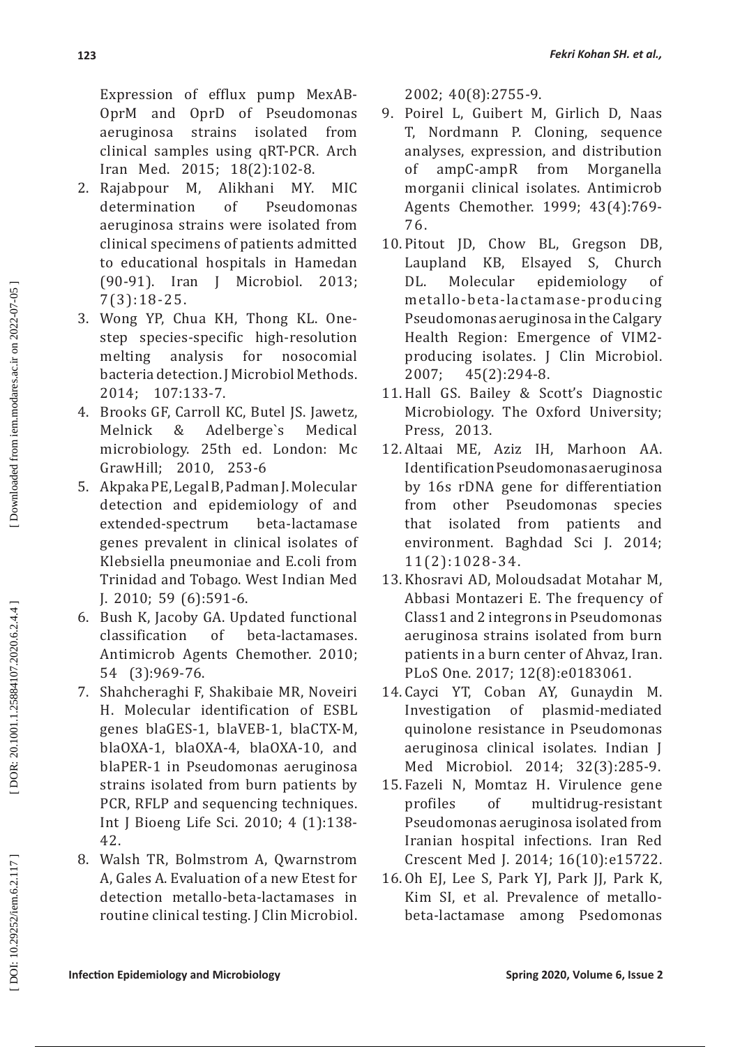Expression of efflux pump MexAB-OprM and OprD of Pseudomonas aeruginosa strains isolated from clinical samples using qRT-PCR. Arch Iran Med. 2015; 18(2):102-8.

2. Rajabpour M, Alikhani MY. MIC determination of Pseudomonas aeruginosa strains were isolated from clinical specimens of patients admitted to educational hospitals in Hamedan (90-91). Iran J Microbiol. 2013; 7(3):18-25.
3. Wong YP, Chua KH, Thong KL. One-step species-specific high-resolution melting analysis for nosocomial bacteria detection. J Microbiol Methods. 2014; 107:133-7.
4. Brooks GF, Carroll KC, Butel JS. Jawetz, Melnick & Adelberge`s Medical microbiology. 25th ed. London: Mc GrawHill; 2010, 253-6
5. Akpaka PE, Legal B, Padman J. Molecular detection and epidemiology of and extended-spectrum beta-lactamase genes prevalent in clinical isolates of Klebsiella pneumoniae and E.coli from Trinidad and Tobago. West Indian Med J. 2010; 59 (6):591-6.
6. Bush K, Jacoby GA. Updated functional classification of beta-lactamases. Antimicrob Agents Chemother. 2010; 54 (3):969-76.
7. Shahcheraghi F, Shakibaie MR, Noveiri H. Molecular identification of ESBL genes blaGES-1, blaVEB-1, blaCTX-M, blaOXA-1, blaOXA-4, blaOXA-10, and blaPER-1 in Pseudomonas aeruginosa strains isolated from burn patients by PCR, RFLP and sequencing techniques. Int J Bioeng Life Sci. 2010; 4 (1):138-42.
8. Walsh TR, Bolmstrom A, Qwarnstrom A, Gales A. Evaluation of a new Etest for detection metallo-beta-lactamases in routine clinical testing. J Clin Microbiol. 2002; 40(8):2755-9.
9. Poirel L, Guibert M, Girlich D, Naas T, Nordmann P. Cloning, sequence analyses, expression, and distribution of ampC-ampR from Morganella morganii clinical isolates. Antimicrob Agents Chemother. 1999; 43(4):769-76.
10. Pitout JD, Chow BL, Gregson DB, Laupland KB, Elsayed S, Church DL. Molecular epidemiology of metallo-beta-lactamase-producing Pseudomonas aeruginosa in the Calgary Health Region: Emergence of VIM2-producing isolates. J Clin Microbiol. 2007; 45(2):294-8.
11. Hall GS. Bailey & Scott's Diagnostic Microbiology. The Oxford University; Press, 2013.
12. Altaai ME, Aziz IH, Marhoon AA. Identification Pseudomonas aeruginosa by 16s rDNA gene for differentiation from other Pseudomonas species that isolated from patients and environment. Baghdad Sci J. 2014; 11(2):1028-34.
13. Khosravi AD, Moloudsadat Motahar M, Abbasi Montazeri E. The frequency of Class1 and 2 integrons in Pseudomonas aeruginosa strains isolated from burn patients in a burn center of Ahvaz, Iran. PLoS One. 2017; 12(8):e0183061.
14. Cayci YT, Coban AY, Gunaydin M. Investigation of plasmid-mediated quinolone resistance in Pseudomonas aeruginosa clinical isolates. Indian J Med Microbiol. 2014; 32(3):285-9.
15. Fazeli N, Momtaz H. Virulence gene profiles of multidrug-resistant Pseudomonas aeruginosa isolated from Iranian hospital infections. Iran Red Crescent Med J. 2014; 16(10):e15722.
16. Oh EJ, Lee S, Park YJ, Park JJ, Park K, Kim SI, et al. Prevalence of metallo-beta-lactamase among Psedomonas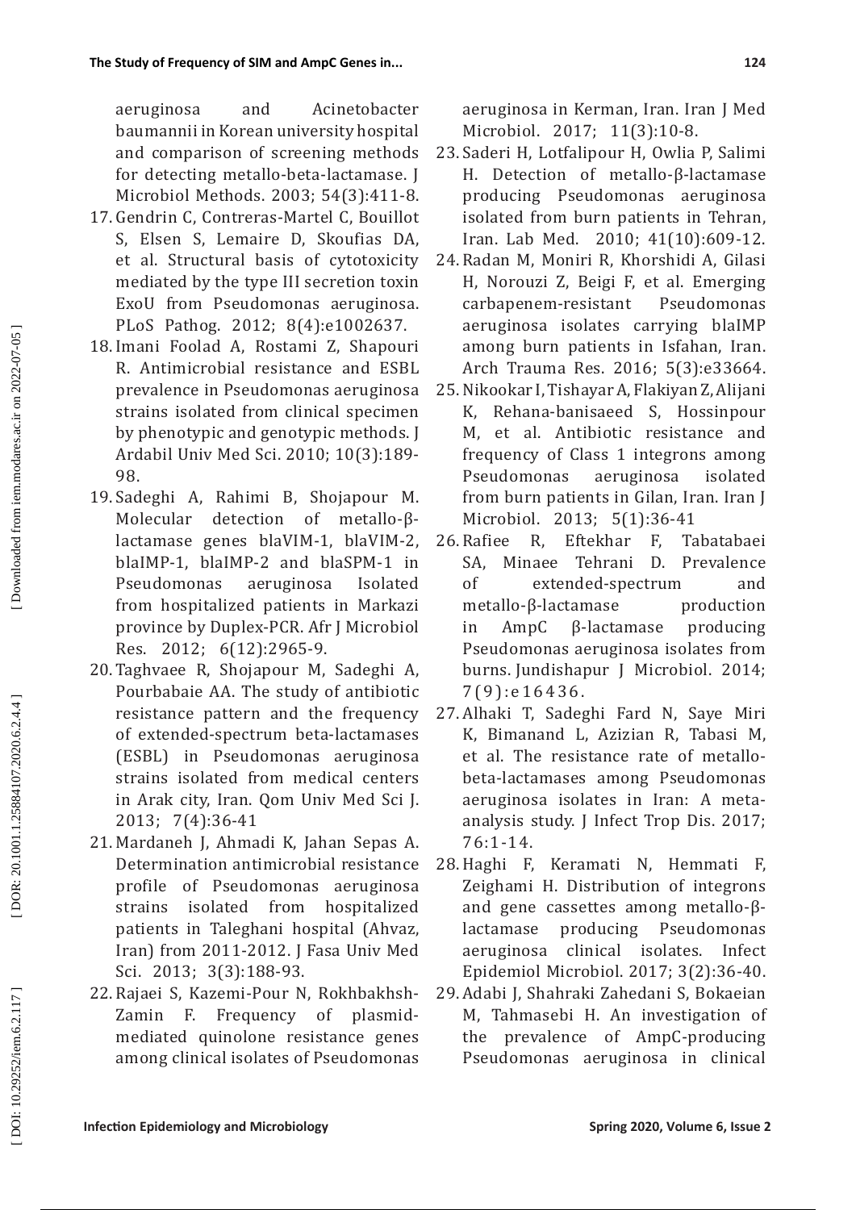aeruginosa and Acinetobacter baumannii in Korean university hospital and comparison of screening methods for detecting metallo-beta-lactamase. J Microbiol Methods. 2003; 54(3):411-8.

17. Gendrin C, Contreras-Martel C, Bouillot S, Elsen S, Lemaire D, Skoufias DA, et al. Structural basis of cytotoxicity mediated by the type III secretion toxin ExoU from Pseudomonas aeruginosa. PLoS Pathog. 2012; 8(4):e1002637.
18. Imani Foolad A, Rostami Z, Shapouri R. Antimicrobial resistance and ESBL prevalence in Pseudomonas aeruginosa strains isolated from clinical specimen by phenotypic and genotypic methods. J Ardabil Univ Med Sci. 2010; 10(3):189-98.
19. Sadeghi A, Rahimi B, Shojapour M. Molecular detection of metallo-β-lactamase genes blaVIM-1, blaVIM-2, blaIMP-1, blaIMP-2 and blaSPM-1 in Pseudomonas aeruginosa Isolated from hospitalized patients in Markazi province by Duplex-PCR. Afr J Microbiol Res. 2012; 6(12):2965-9.
20. Taghvaee R, Shojapour M, Sadeghi A, Pourbabaie AA. The study of antibiotic resistance pattern and the frequency of extended-spectrum beta-lactamases (ESBL) in Pseudomonas aeruginosa strains isolated from medical centers in Arak city, Iran. Qom Univ Med Sci J. 2013; 7(4):36-41
21. Mardaneh J, Ahmadi K, Jahan Sepas A. Determination antimicrobial resistance profile of Pseudomonas aeruginosa strains isolated from hospitalized patients in Taleghani hospital (Ahvaz, Iran) from 2011-2012. J Fasa Univ Med Sci. 2013; 3(3):188-93.
22. Rajaei S, Kazemi-Pour N, Rokhbakhsh-Zamin F. Frequency of plasmid-mediated quinolone resistance genes among clinical isolates of Pseudomonas aeruginosa in Kerman, Iran. Iran J Med Microbiol. 2017; 11(3):10-8.
23. Saderi H, Lotfalipour H, Owlia P, Salimi H. Detection of metallo-β-lactamase producing Pseudomonas aeruginosa isolated from burn patients in Tehran, Iran. Lab Med. 2010; 41(10):609-12.
24. Radan M, Moniri R, Khorshidi A, Gilasi H, Norouzi Z, Beigi F, et al. Emerging carbapenem-resistant Pseudomonas aeruginosa isolates carrying blaIMP among burn patients in Isfahan, Iran. Arch Trauma Res. 2016; 5(3):e33664.
25. Nikookar I, Tishayar A, Flakiyan Z, Alijani K, Rehana-banisaeed S, Hossinpour M, et al. Antibiotic resistance and frequency of Class 1 integrons among Pseudomonas aeruginosa isolated from burn patients in Gilan, Iran. Iran J Microbiol. 2013; 5(1):36-41
26. Rafiee R, Eftekhar F, Tabatabaei SA, Minaee Tehrani D. Prevalence of extended-spectrum and metallo-β-lactamase production in AmpC β-lactamase producing Pseudomonas aeruginosa isolates from burns. Jundishapur J Microbiol. 2014; 7(9):e16436.
27. Alhaki T, Sadeghi Fard N, Saye Miri K, Bimanand L, Azizian R, Tabasi M, et al. The resistance rate of metallo-beta-lactamases among Pseudomonas aeruginosa isolates in Iran: A meta-analysis study. J Infect Trop Dis. 2017; 76:1-14.
28. Haghi F, Keramati N, Hemmati F, Zeighami H. Distribution of integrons and gene cassettes among metallo-β-lactamase producing Pseudomonas aeruginosa clinical isolates. Infect Epidemiol Microbiol. 2017; 3(2):36-40.
29. Adabi J, Shahraki Zahedani S, Bokaeian M, Tahmasebi H. An investigation of the prevalence of AmpC-producing Pseudomonas aeruginosa in clinical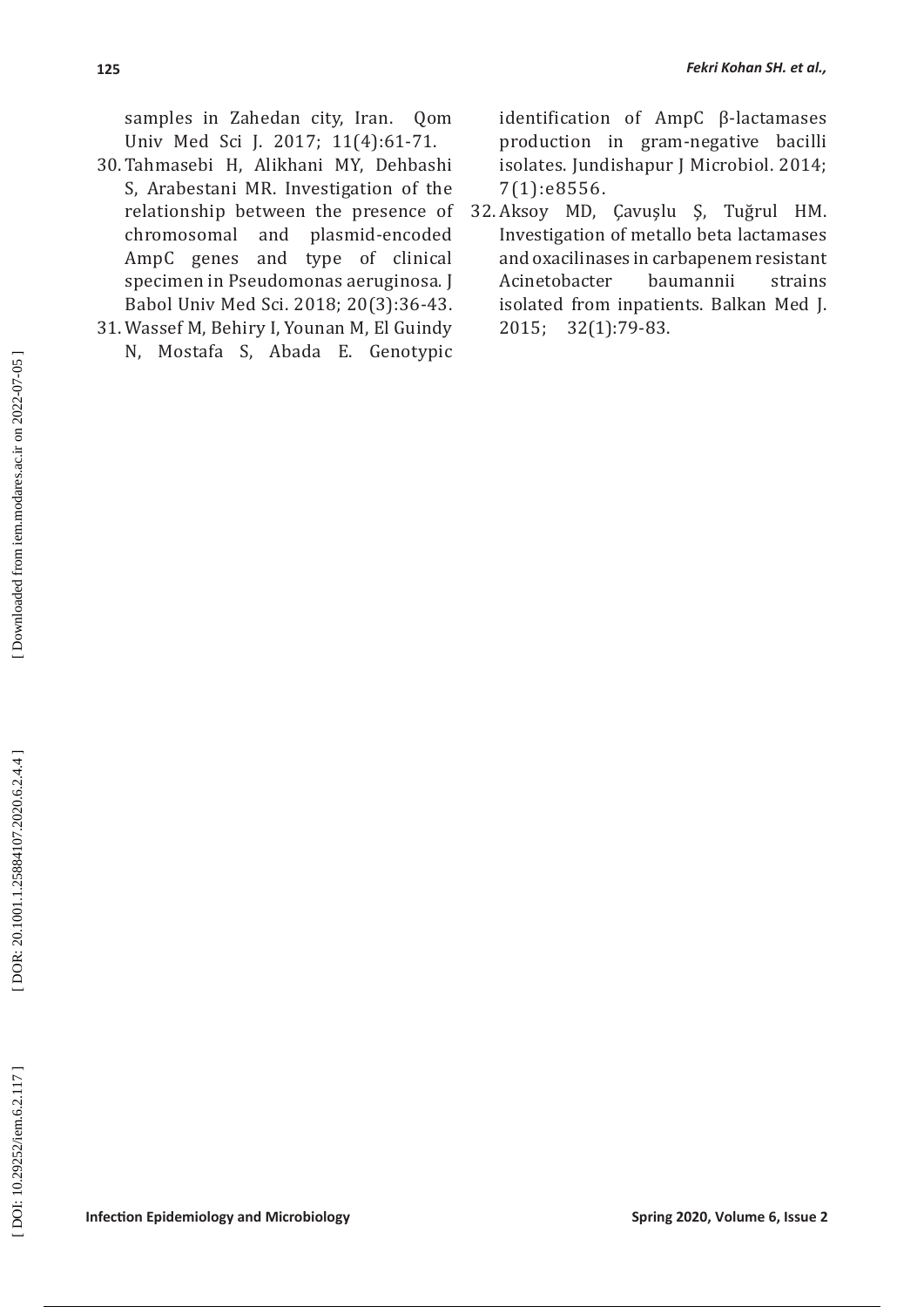samples in Zahedan city, Iran. Qom Univ Med Sci J. 2017; 11(4):61-71.

30. Tahmasebi H, Alikhani MY, Dehbashi S, Arabestani MR. Investigation of the relationship between the presence of chromosomal and plasmid-encoded AmpC genes and type of clinical specimen in Pseudomonas aeruginosa. J Babol Univ Med Sci. 2018; 20(3):36-43.
31. Wassef M, Behiry I, Younan M, El Guindy N, Mostafa S, Abada E. Genotypic identification of AmpC β-lactamases production in gram-negative bacilli isolates. Jundishapur J Microbiol. 2014; 7(1):e8556.
32. Aksoy MD, Çavuşlu Ş, Tuğrul HM. Investigation of metallo beta lactamases and oxacilinases in carbapenem resistant Acinetobacter baumannii strains isolated from inpatients. Balkan Med J. 2015; 32(1):79-83.